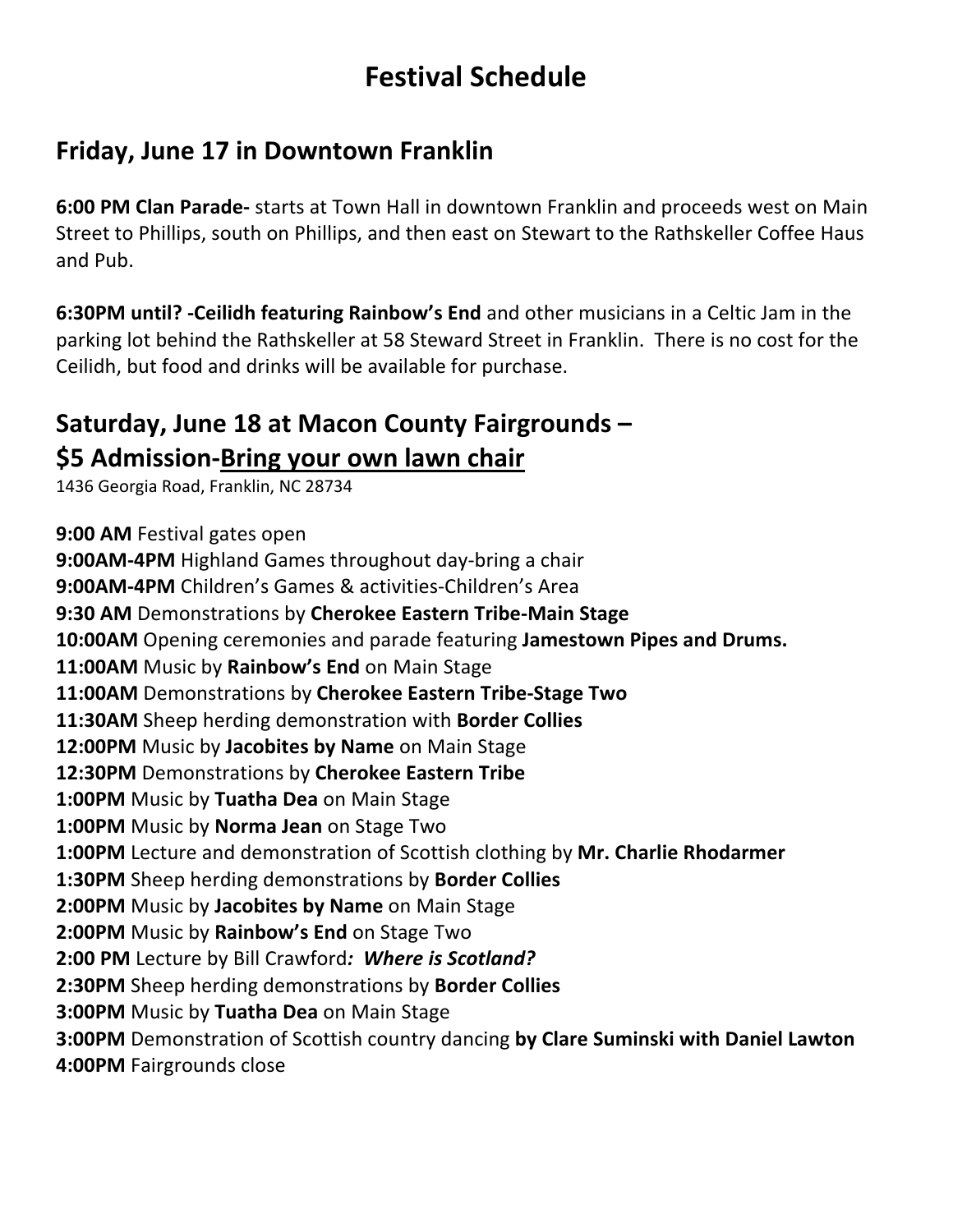# Festival Schedule

## Friday, June 17 in Downtown Franklin

**6:00 PM Clan Parade-** starts at Town Hall in downtown Franklin and proceeds west on Main Street to Phillips, south on Phillips, and then east on Stewart to the Rathskeller Coffee Haus and Pub.

**6:30PM until? -Ceilidh featuring Rainbow's End** and other musicians in a Celtic Jam in the parking lot behind the Rathskeller at 58 Steward Street in Franklin. There is no cost for the Ceilidh, but food and drinks will be available for purchase.

## Saturday, June 18 at Macon County Fairgrounds – $5 Admission-<u>Bring your own lawn chair</u>

1436 Georgia Road, Franklin, NC 28734

**9:00 AM** Festival gates open
**9:00AM-4PM** Highland Games throughout day-bring a chair
**9:00AM-4PM** Children's Games & activities-Children's Area
**9:30 AM** Demonstrations by **Cherokee Eastern Tribe-Main Stage**
**10:00AM** Opening ceremonies and parade featuring **Jamestown Pipes and Drums.**
**11:00AM** Music by **Rainbow's End** on Main Stage
**11:00AM** Demonstrations by **Cherokee Eastern Tribe-Stage Two**
**11:30AM** Sheep herding demonstration with **Border Collies**
**12:00PM** Music by **Jacobites by Name** on Main Stage
**12:30PM** Demonstrations by **Cherokee Eastern Tribe**
**1:00PM** Music by **Tuatha Dea** on Main Stage
**1:00PM** Music by **Norma Jean** on Stage Two
**1:00PM** Lecture and demonstration of Scottish clothing by **Mr. Charlie Rhodarmer**
**1:30PM** Sheep herding demonstrations by **Border Collies**
**2:00PM** Music by **Jacobites by Name** on Main Stage
**2:00PM** Music by **Rainbow's End** on Stage Two
**2:00 PM** Lecture by Bill Crawford***: Where is Scotland?***
**2:30PM** Sheep herding demonstrations by **Border Collies**
**3:00PM** Music by **Tuatha Dea** on Main Stage
**3:00PM** Demonstration of Scottish country dancing **by Clare Suminski with Daniel Lawton**
**4:00PM** Fairgrounds close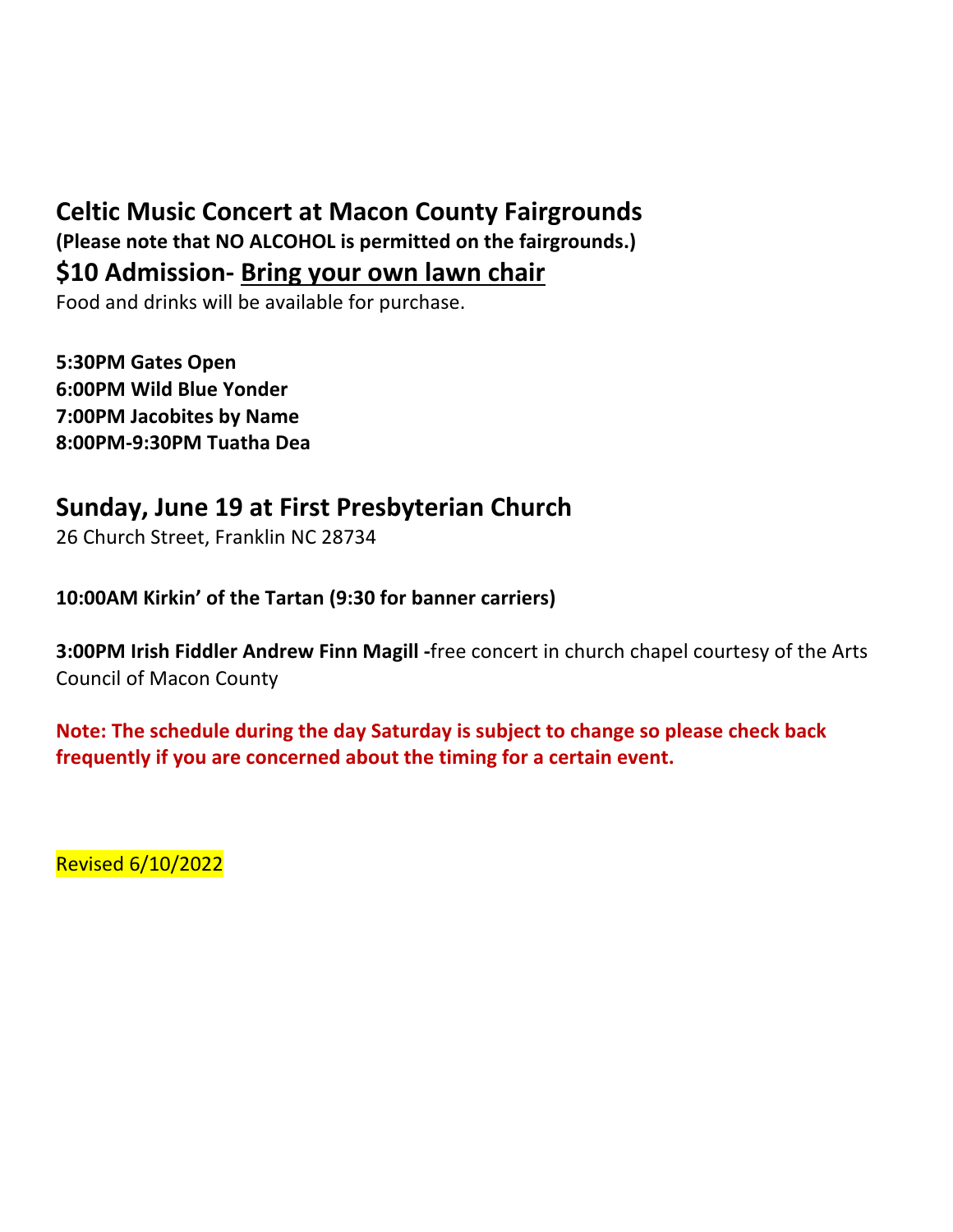## Celtic Music Concert at Macon County Fairgrounds

**(Please note that NO ALCOHOL is permitted on the fairgrounds.)**

## $10 Admission- Bring your own lawn chair

Food and drinks will be available for purchase.

**5:30PM Gates Open**
**6:00PM Wild Blue Yonder**
**7:00PM Jacobites by Name**
**8:00PM-9:30PM Tuatha Dea**

## Sunday, June 19 at First Presbyterian Church

26 Church Street, Franklin NC 28734

**10:00AM Kirkin' of the Tartan (9:30 for banner carriers)**

**3:00PM Irish Fiddler Andrew Finn Magill -**free concert in church chapel courtesy of the Arts Council of Macon County

**Note: The schedule during the day Saturday is subject to change so please check back frequently if you are concerned about the timing for a certain event.**

Revised 6/10/2022